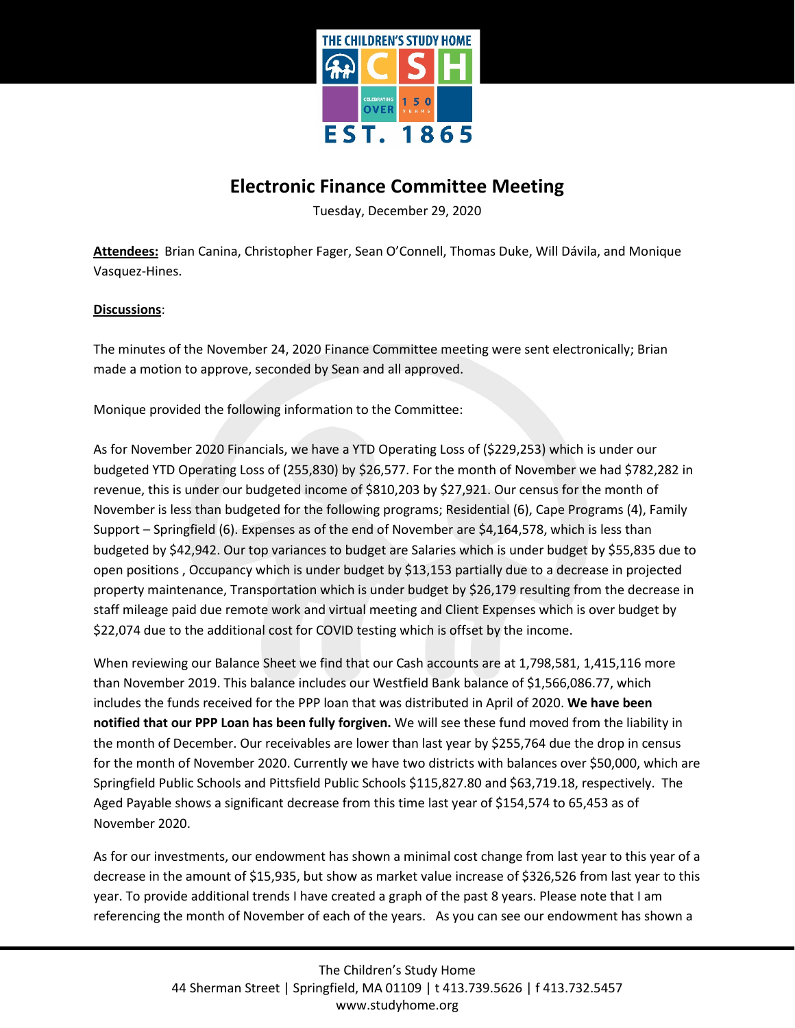# Electronic Finance Committee Meeting

Tuesday, December 29, 2020

**Attendees:** Brian Canina, Christopher Fager, Sean O'Connell, Thomas Duke, Will Dávila, and Monique Vasquez-Hines.

**Discussions**:

The minutes of the November 24, 2020 Finance Committee meeting were sent electronically; Brian made a motion to approve, seconded by Sean and all approved.

Monique provided the following information to the Committee:

As for November 2020 Financials, we have a YTD Operating Loss of ($229,253) which is under our budgeted YTD Operating Loss of (255,830) by $26,577. For the month of November we had $782,282 in revenue, this is under our budgeted income of $810,203 by $27,921. Our census for the month of November is less than budgeted for the following programs; Residential (6), Cape Programs (4), Family Support – Springfield (6). Expenses as of the end of November are $4,164,578, which is less than budgeted by $42,942. Our top variances to budget are Salaries which is under budget by $55,835 due to open positions , Occupancy which is under budget by $13,153 partially due to a decrease in projected property maintenance, Transportation which is under budget by $26,179 resulting from the decrease in staff mileage paid due remote work and virtual meeting and Client Expenses which is over budget by $22,074 due to the additional cost for COVID testing which is offset by the income.

When reviewing our Balance Sheet we find that our Cash accounts are at 1,798,581, 1,415,116 more than November 2019. This balance includes our Westfield Bank balance of $1,566,086.77, which includes the funds received for the PPP loan that was distributed in April of 2020. **We have been notified that our PPP Loan has been fully forgiven.** We will see these fund moved from the liability in the month of December. Our receivables are lower than last year by $255,764 due the drop in census for the month of November 2020. Currently we have two districts with balances over $50,000, which are Springfield Public Schools and Pittsfield Public Schools $115,827.80 and $63,719.18, respectively. The Aged Payable shows a significant decrease from this time last year of $154,574 to 65,453 as of November 2020.

As for our investments, our endowment has shown a minimal cost change from last year to this year of a decrease in the amount of $15,935, but show as market value increase of $326,526 from last year to this year. To provide additional trends I have created a graph of the past 8 years. Please note that I am referencing the month of November of each of the years. As you can see our endowment has shown a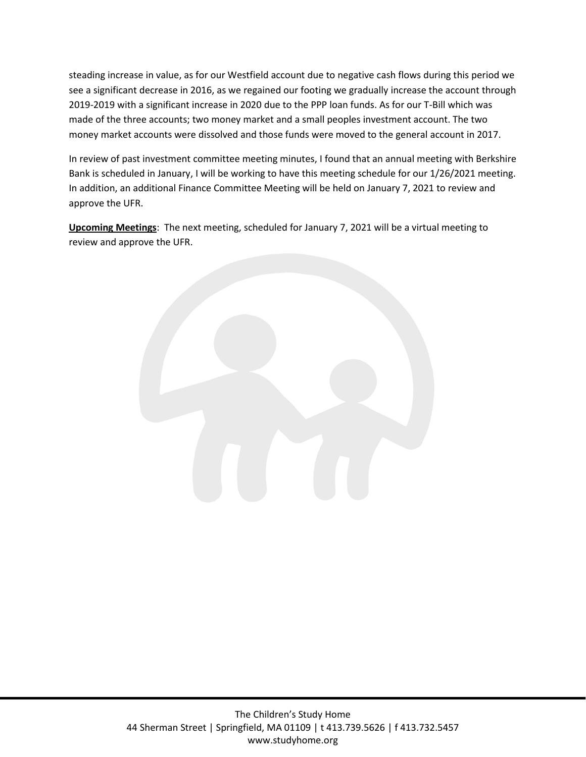steading increase in value, as for our Westfield account due to negative cash flows during this period we see a significant decrease in 2016, as we regained our footing we gradually increase the account through 2019-2019 with a significant increase in 2020 due to the PPP loan funds. As for our T-Bill which was made of the three accounts; two money market and a small peoples investment account. The two money market accounts were dissolved and those funds were moved to the general account in 2017.

In review of past investment committee meeting minutes, I found that an annual meeting with Berkshire Bank is scheduled in January, I will be working to have this meeting schedule for our 1/26/2021 meeting. In addition, an additional Finance Committee Meeting will be held on January 7, 2021 to review and approve the UFR.

**Upcoming Meetings**: The next meeting, scheduled for January 7, 2021 will be a virtual meeting to review and approve the UFR.

The Children's Study Home
44 Sherman Street | Springfield, MA 01109 | t 413.739.5626 | f 413.732.5457
www.studyhome.org